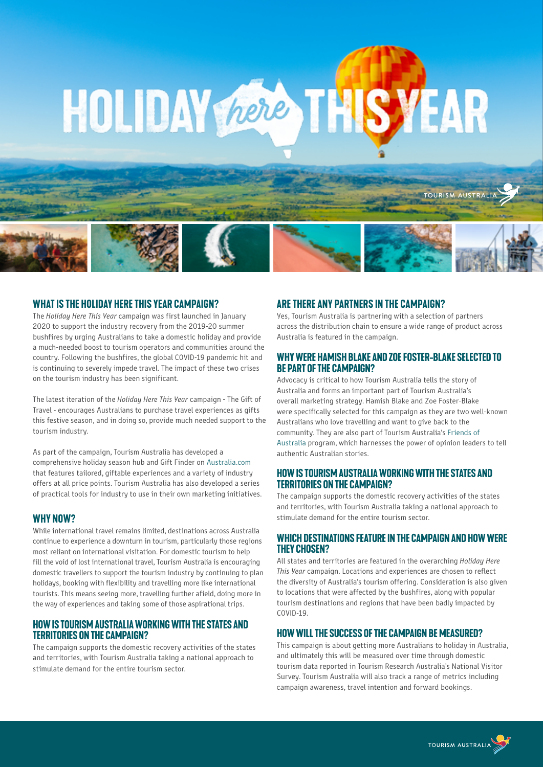# HOLIDAY *here* THIS YEAR

## WHAT IS THE HOLIDAY HERE THIS YEAR CAMPAIGN?

The *Holiday Here This Year* campaign was first launched in January 2020 to support the industry recovery from the 2019-20 summer bushfires by urging Australians to take a domestic holiday and provide a much-needed boost to tourism operators and communities around the country. Following the bushfires, the global COVID-19 pandemic hit and is continuing to severely impede travel. The impact of these two crises on the tourism industry has been significant.

The latest iteration of the *Holiday Here This Year* campaign - The Gift of Travel - encourages Australians to purchase travel experiences as gifts this festive season, and in doing so, provide much needed support to the tourism industry.

As part of the campaign, Tourism Australia has developed a comprehensive holiday season hub and Gift Finder on Australia.com that features tailored, giftable experiences and a variety of industry offers at all price points. Tourism Australia has also developed a series of practical tools for industry to use in their own marketing initiatives.

## WHY NOW?

While international travel remains limited, destinations across Australia continue to experience a downturn in tourism, particularly those regions most reliant on international visitation. For domestic tourism to help fill the void of lost international travel, Tourism Australia is encouraging domestic travellers to support the tourism industry by continuing to plan holidays, booking with flexibility and travelling more like international tourists. This means seeing more, travelling further afield, doing more in the way of experiences and taking some of those aspirational trips.

## HOW IS TOURISM AUSTRALIA WORKING WITH THE STATES AND TERRITORIES ON THE CAMPAIGN?

The campaign supports the domestic recovery activities of the states and territories, with Tourism Australia taking a national approach to stimulate demand for the entire tourism sector.

## ARE THERE ANY PARTNERS IN THE CAMPAIGN?

Yes, Tourism Australia is partnering with a selection of partners across the distribution chain to ensure a wide range of product across Australia is featured in the campaign.

## WHY WERE HAMISH BLAKE AND ZOE FOSTER-BLAKE SELECTED TO BE PART OF THE CAMPAIGN?

Advocacy is critical to how Tourism Australia tells the story of Australia and forms an important part of Tourism Australia's overall marketing strategy. Hamish Blake and Zoe Foster-Blake were specifically selected for this campaign as they are two well-known Australians who love travelling and want to give back to the community. They are also part of Tourism Australia's Friends of Australia program, which harnesses the power of opinion leaders to tell authentic Australian stories.

## HOW IS TOURISM AUSTRALIA WORKING WITH THE STATES AND TERRITORIES ON THE CAMPAIGN?

The campaign supports the domestic recovery activities of the states and territories, with Tourism Australia taking a national approach to stimulate demand for the entire tourism sector.

## WHICH DESTINATIONS FEATURE IN THE CAMPAIGN AND HOW WERE THEY CHOSEN?

All states and territories are featured in the overarching *Holiday Here This Year* campaign. Locations and experiences are chosen to reflect the diversity of Australia's tourism offering. Consideration is also given to locations that were affected by the bushfires, along with popular tourism destinations and regions that have been badly impacted by COVID-19.

## HOW WILL THE SUCCESS OF THE CAMPAIGN BE MEASURED?

This campaign is about getting more Australians to holiday in Australia, and ultimately this will be measured over time through domestic tourism data reported in Tourism Research Australia's National Visitor Survey. Tourism Australia will also track a range of metrics including campaign awareness, travel intention and forward bookings.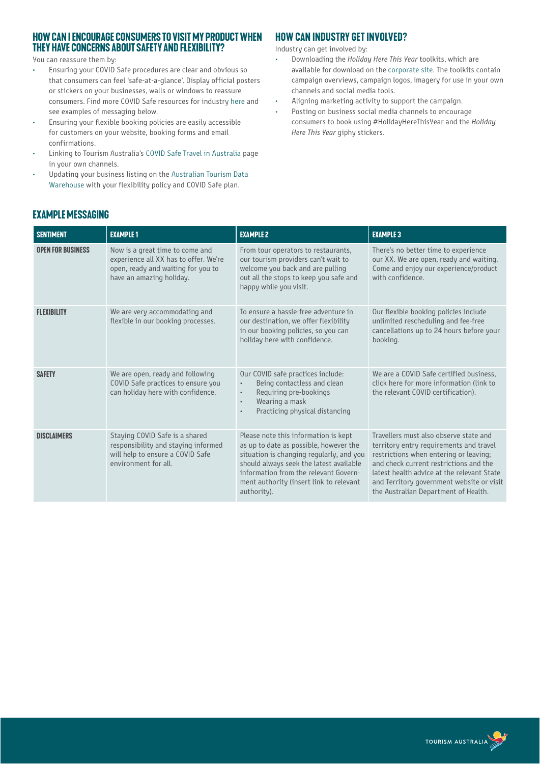## HOW CAN I ENCOURAGE CONSUMERS TO VISIT MY PRODUCT WHEN THEY HAVE CONCERNS ABOUT SAFETY AND FLEXIBILITY?

You can reassure them by:

- Ensuring your COVID Safe procedures are clear and obvious so that consumers can feel 'safe-at-a-glance'. Display official posters or stickers on your businesses, walls or windows to reassure consumers. Find more COVID Safe resources for industry here and see examples of messaging below.
- Ensuring your flexible booking policies are easily accessible for customers on your website, booking forms and email confirmations.
- Linking to Tourism Australia's COVID Safe Travel in Australia page in your own channels.
- Updating your business listing on the Australian Tourism Data Warehouse with your flexibility policy and COVID Safe plan.

## HOW CAN INDUSTRY GET INVOLVED?

Industry can get involved by:

- Downloading the *Holiday Here This Year* toolkits, which are available for download on the corporate site. The toolkits contain campaign overviews, campaign logos, imagery for use in your own channels and social media tools.
- Aligning marketing activity to support the campaign.
- Posting on business social media channels to encourage consumers to book using #HolidayHereThisYear and the *Holiday Here This Year* giphy stickers.

## EXAMPLE MESSAGING

| SENTIMENT | EXAMPLE 1 | EXAMPLE 2 | EXAMPLE 3 |
|---|---|---|---|
| **OPEN FOR BUSINESS** | Now is a great time to come and experience all XX has to offer. We're open, ready and waiting for you to have an amazing holiday. | From tour operators to restaurants, our tourism providers can't wait to welcome you back and are pulling out all the stops to keep you safe and happy while you visit. | There's no better time to experience our XX. We are open, ready and waiting. Come and enjoy our experience/product with confidence. |
| **FLEXIBILITY** | We are very accommodating and flexible in our booking processes. | To ensure a hassle-free adventure in our destination, we offer flexibility in our booking policies, so you can holiday here with confidence. | Our flexible booking policies include unlimited rescheduling and fee-free cancellations up to 24 hours before your booking. |
| **SAFETY** | We are open, ready and following COVID Safe practices to ensure you can holiday here with confidence. | Our COVID safe practices include: • Being contactless and clean • Requiring pre-bookings • Wearing a mask • Practicing physical distancing | We are a COVID Safe certified business, click here for more information (link to the relevant COVID certification). |
| **DISCLAIMERS** | Staying COVID Safe is a shared responsibility and staying informed will help to ensure a COVID Safe environment for all. | Please note this information is kept as up to date as possible, however the situation is changing regularly, and you should always seek the latest available information from the relevant Government authority (insert link to relevant authority). | Travellers must also observe state and territory entry requirements and travel restrictions when entering or leaving; and check current restrictions and the latest health advice at the relevant State and Territory government website or visit the Australian Department of Health. |